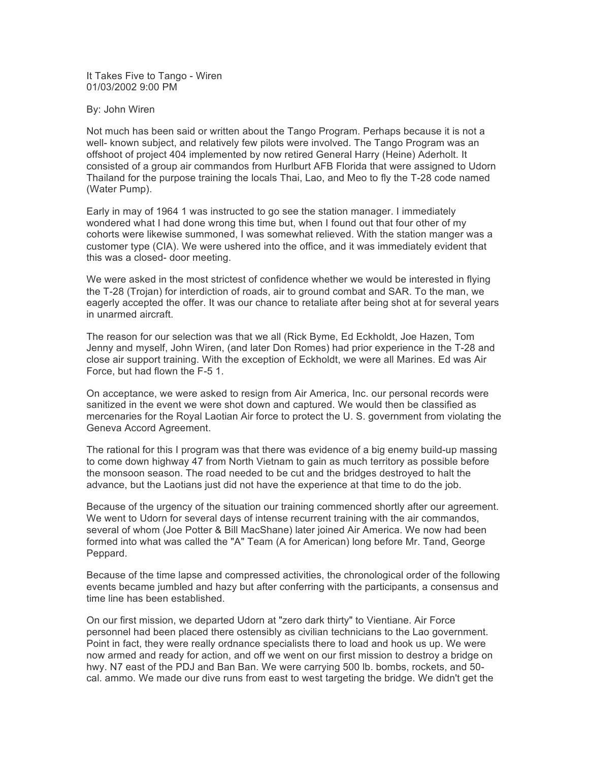It Takes Five to Tango - Wiren
01/03/2002 9:00 PM

By: John Wiren

Not much has been said or written about the Tango Program. Perhaps because it is not a well- known subject, and relatively few pilots were involved. The Tango Program was an offshoot of project 404 implemented by now retired General Harry (Heine) Aderholt. It consisted of a group air commandos from Hurlburt AFB Florida that were assigned to Udorn Thailand for the purpose training the locals Thai, Lao, and Meo to fly the T-28 code named (Water Pump).

Early in may of 1964 1 was instructed to go see the station manager. I immediately wondered what I had done wrong this time but, when I found out that four other of my cohorts were likewise summoned, I was somewhat relieved. With the station manger was a customer type (CIA). We were ushered into the office, and it was immediately evident that this was a closed- door meeting.

We were asked in the most strictest of confidence whether we would be interested in flying the T-28 (Trojan) for interdiction of roads, air to ground combat and SAR. To the man, we eagerly accepted the offer. It was our chance to retaliate after being shot at for several years in unarmed aircraft.

The reason for our selection was that we all (Rick Byme, Ed Eckholdt, Joe Hazen, Tom Jenny and myself, John Wiren, (and later Don Romes) had prior experience in the T-28 and close air support training. With the exception of Eckholdt, we were all Marines. Ed was Air Force, but had flown the F-5 1.

On acceptance, we were asked to resign from Air America, Inc. our personal records were sanitized in the event we were shot down and captured. We would then be classified as mercenaries for the Royal Laotian Air force to protect the U. S. government from violating the Geneva Accord Agreement.

The rational for this I program was that there was evidence of a big enemy build-up massing to come down highway 47 from North Vietnam to gain as much territory as possible before the monsoon season. The road needed to be cut and the bridges destroyed to halt the advance, but the Laotians just did not have the experience at that time to do the job.

Because of the urgency of the situation our training commenced shortly after our agreement. We went to Udorn for several days of intense recurrent training with the air commandos, several of whom (Joe Potter & Bill MacShane) later joined Air America. We now had been formed into what was called the "A" Team (A for American) long before Mr. Tand, George Peppard.

Because of the time lapse and compressed activities, the chronological order of the following events became jumbled and hazy but after conferring with the participants, a consensus and time line has been established.

On our first mission, we departed Udorn at "zero dark thirty" to Vientiane. Air Force personnel had been placed there ostensibly as civilian technicians to the Lao government. Point in fact, they were really ordnance specialists there to load and hook us up. We were now armed and ready for action, and off we went on our first mission to destroy a bridge on hwy. N7 east of the PDJ and Ban Ban. We were carrying 500 lb. bombs, rockets, and 50-cal. ammo. We made our dive runs from east to west targeting the bridge. We didn't get the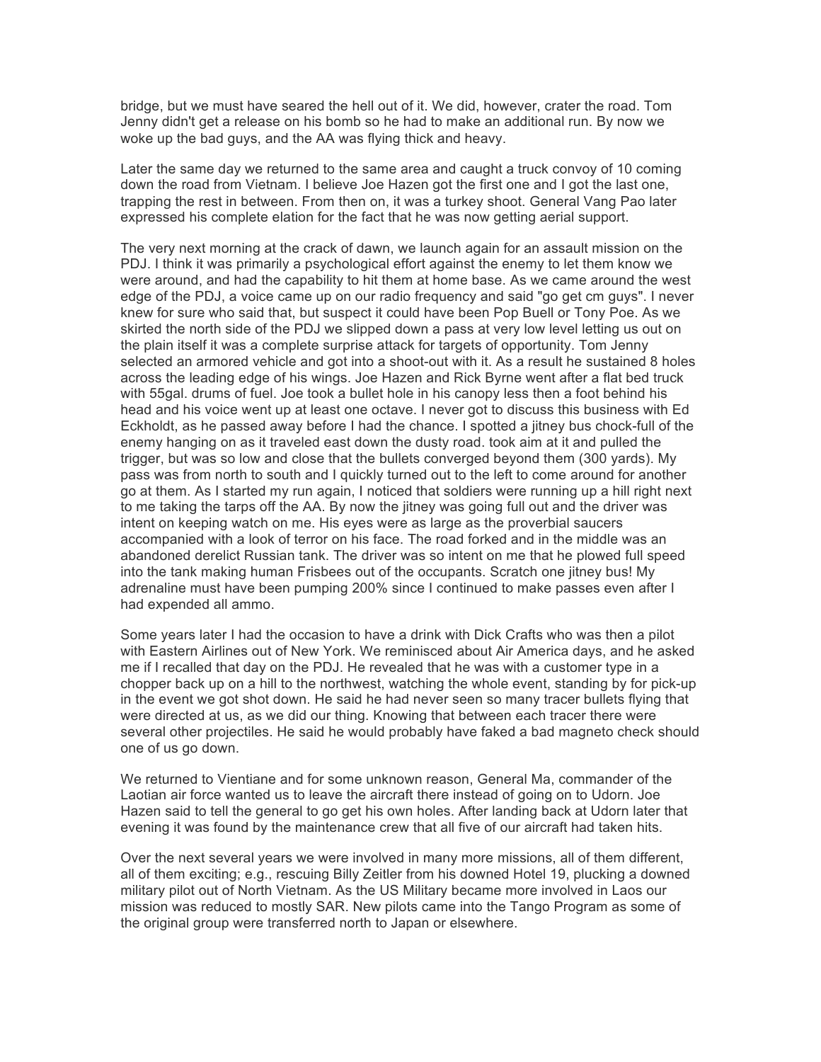bridge, but we must have seared the hell out of it. We did, however, crater the road. Tom Jenny didn't get a release on his bomb so he had to make an additional run. By now we woke up the bad guys, and the AA was flying thick and heavy.

Later the same day we returned to the same area and caught a truck convoy of 10 coming down the road from Vietnam. I believe Joe Hazen got the first one and I got the last one, trapping the rest in between. From then on, it was a turkey shoot. General Vang Pao later expressed his complete elation for the fact that he was now getting aerial support.

The very next morning at the crack of dawn, we launch again for an assault mission on the PDJ. I think it was primarily a psychological effort against the enemy to let them know we were around, and had the capability to hit them at home base. As we came around the west edge of the PDJ, a voice came up on our radio frequency and said "go get cm guys". I never knew for sure who said that, but suspect it could have been Pop Buell or Tony Poe. As we skirted the north side of the PDJ we slipped down a pass at very low level letting us out on the plain itself it was a complete surprise attack for targets of opportunity. Tom Jenny selected an armored vehicle and got into a shoot-out with it. As a result he sustained 8 holes across the leading edge of his wings. Joe Hazen and Rick Byrne went after a flat bed truck with 55gal. drums of fuel. Joe took a bullet hole in his canopy less then a foot behind his head and his voice went up at least one octave. I never got to discuss this business with Ed Eckholdt, as he passed away before I had the chance. I spotted a jitney bus chock-full of the enemy hanging on as it traveled east down the dusty road. took aim at it and pulled the trigger, but was so low and close that the bullets converged beyond them (300 yards). My pass was from north to south and I quickly turned out to the left to come around for another go at them. As I started my run again, I noticed that soldiers were running up a hill right next to me taking the tarps off the AA. By now the jitney was going full out and the driver was intent on keeping watch on me. His eyes were as large as the proverbial saucers accompanied with a look of terror on his face. The road forked and in the middle was an abandoned derelict Russian tank. The driver was so intent on me that he plowed full speed into the tank making human Frisbees out of the occupants. Scratch one jitney bus! My adrenaline must have been pumping 200% since I continued to make passes even after I had expended all ammo.

Some years later I had the occasion to have a drink with Dick Crafts who was then a pilot with Eastern Airlines out of New York. We reminisced about Air America days, and he asked me if I recalled that day on the PDJ. He revealed that he was with a customer type in a chopper back up on a hill to the northwest, watching the whole event, standing by for pick-up in the event we got shot down. He said he had never seen so many tracer bullets flying that were directed at us, as we did our thing. Knowing that between each tracer there were several other projectiles. He said he would probably have faked a bad magneto check should one of us go down.

We returned to Vientiane and for some unknown reason, General Ma, commander of the Laotian air force wanted us to leave the aircraft there instead of going on to Udorn. Joe Hazen said to tell the general to go get his own holes. After landing back at Udorn later that evening it was found by the maintenance crew that all five of our aircraft had taken hits.

Over the next several years we were involved in many more missions, all of them different, all of them exciting; e.g., rescuing Billy Zeitler from his downed Hotel 19, plucking a downed military pilot out of North Vietnam. As the US Military became more involved in Laos our mission was reduced to mostly SAR. New pilots came into the Tango Program as some of the original group were transferred north to Japan or elsewhere.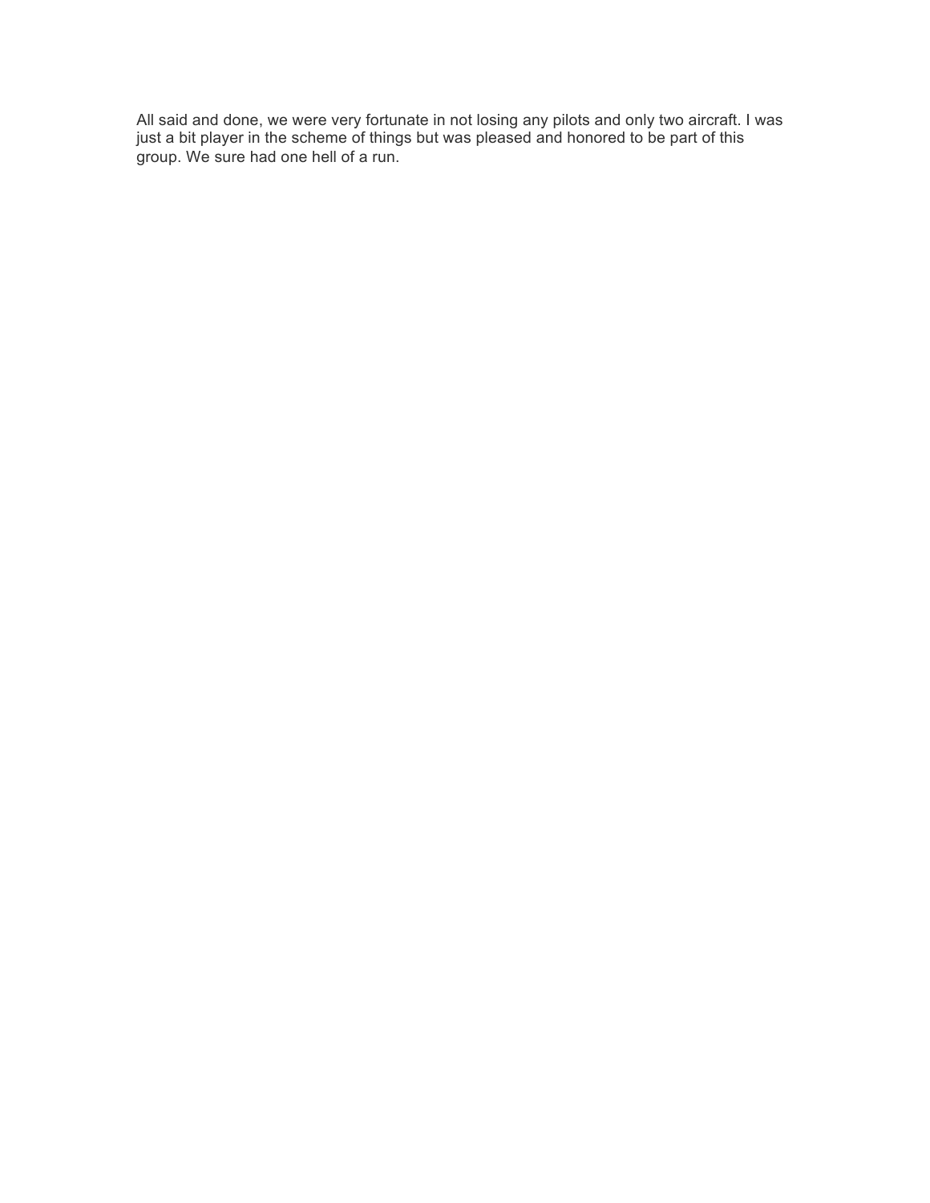All said and done, we were very fortunate in not losing any pilots and only two aircraft. I was just a bit player in the scheme of things but was pleased and honored to be part of this group. We sure had one hell of a run.